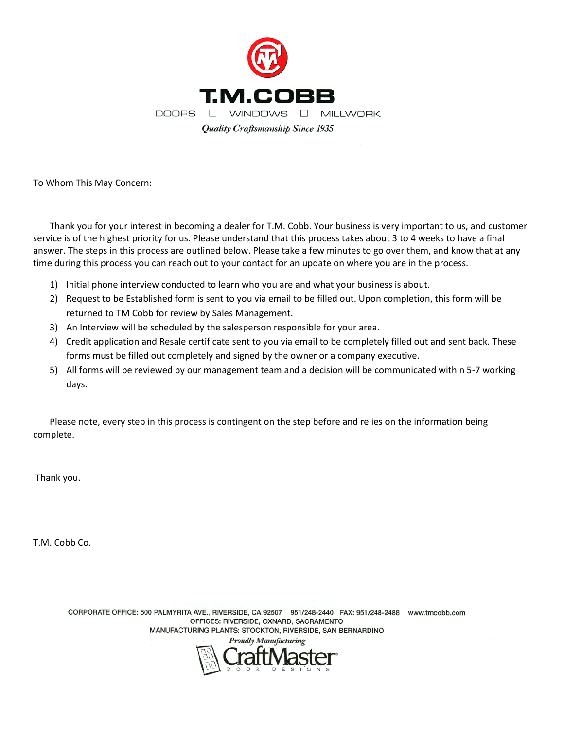# T.M.COBB

DOORS □ WINDOWS □ MILLWORK

*Quality Craftsmanship Since 1935*

To Whom This May Concern:

Thank you for your interest in becoming a dealer for T.M. Cobb. Your business is very important to us, and customer service is of the highest priority for us. Please understand that this process takes about 3 to 4 weeks to have a final answer. The steps in this process are outlined below. Please take a few minutes to go over them, and know that at any time during this process you can reach out to your contact for an update on where you are in the process.

1) Initial phone interview conducted to learn who you are and what your business is about.
2) Request to be Established form is sent to you via email to be filled out. Upon completion, this form will be returned to TM Cobb for review by Sales Management.
3) An Interview will be scheduled by the salesperson responsible for your area.
4) Credit application and Resale certificate sent to you via email to be completely filled out and sent back. These forms must be filled out completely and signed by the owner or a company executive.
5) All forms will be reviewed by our management team and a decision will be communicated within 5-7 working days.

Please note, every step in this process is contingent on the step before and relies on the information being complete.

Thank you.

T.M. Cobb Co.

CORPORATE OFFICE: 500 PALMYRITA AVE., RIVERSIDE, CA 92507 951/248-2440 FAX: 951/248-2488 www.tmcobb.com
OFFICES: RIVERSIDE, OXNARD, SACRAMENTO
MANUFACTURING PLANTS: STOCKTON, RIVERSIDE, SAN BERNARDINO

*Proudly Manufacturing*
CraftMaster® DOOR DESIGNS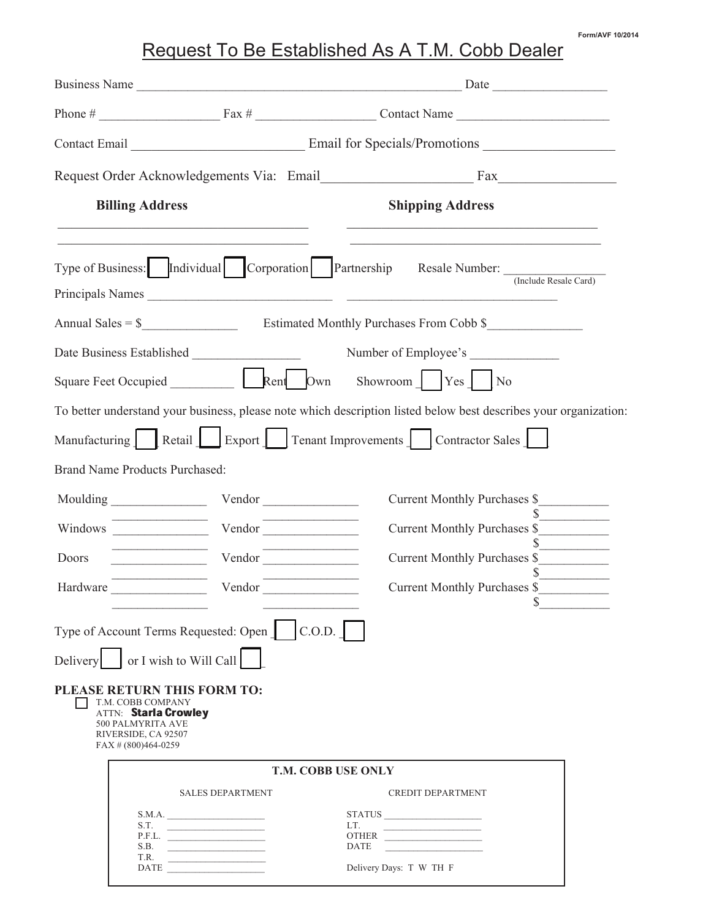Form/AVF 10/2014

# Request To Be Established As A T.M. Cobb Dealer

Business Name ______________________________________________ Date ________________

Phone # __________________ Fax # __________________ Contact Name ______________________

Contact Email ________________________ Email for Specials/Promotions __________________

Request Order Acknowledgements Via: Email____________________ Fax________________

**Billing Address** ______________________________________

**Shipping Address** ______________________________________

Type of Business: ☐ Individual ☐ Corporation ☐ Partnership Resale Number: ________________ (Include Resale Card)

Principals Names ____________________________ ____________________________

Annual Sales = $______________ Estimated Monthly Purchases From Cobb $______________

Date Business Established ________________ Number of Employee's _____________

Square Feet Occupied _________ ☐ Rent ☐ Own Showroom ☐ Yes ☐ No

To better understand your business, please note which description listed below best describes your organization:

Manufacturing ☐ Retail ☐ Export ☐ Tenant Improvements ☐ Contractor Sales ☐

Brand Name Products Purchased:

| | | | |
|---|---|---|---|
| Moulding ______________ | Vendor ______________ | Current Monthly Purchases $__________ | $__________ |
| Windows ______________ | Vendor ______________ | Current Monthly Purchases $__________ | $__________ |
| Doors ______________ | Vendor ______________ | Current Monthly Purchases $__________ | $__________ |
| Hardware ______________ | Vendor ______________ | Current Monthly Purchases $__________ | $__________ |

Type of Account Terms Requested: Open ☐ C.O.D. ☐

Delivery ☐ or I wish to Will Call ☐

**PLEASE RETURN THIS FORM TO:**

☐ T.M. COBB COMPANY
ATTN: **Starla Crowley**
500 PALMYRITA AVE
RIVERSIDE, CA 92507
FAX # (800)464-0259

**T.M. COBB USE ONLY**

| SALES DEPARTMENT | CREDIT DEPARTMENT |
|---|---|
| S.M.A. ______________ | STATUS ______________ |
| S.T. ______________ | LT. ______________ |
| P.F.L. ______________ | OTHER ______________ |
| S.B. ______________ | DATE ______________ |
| T.R. ______________ | |
| DATE ______________ | Delivery Days: T W TH F |